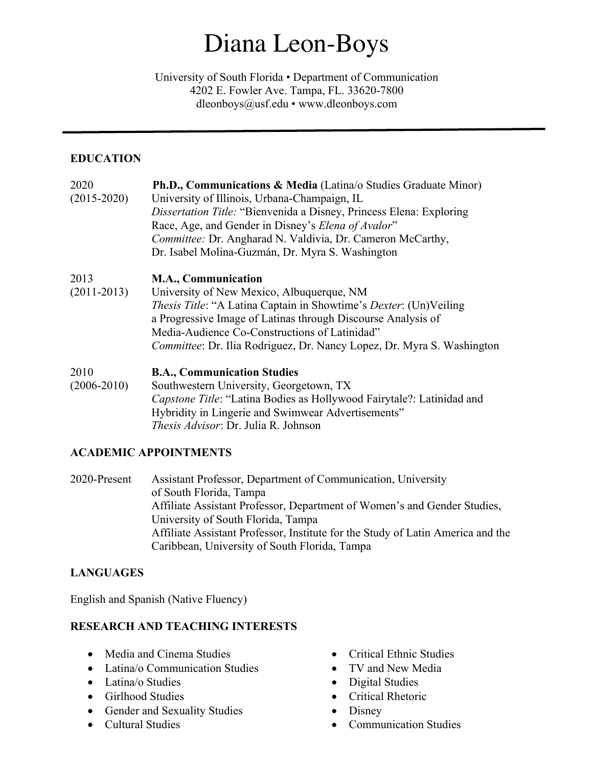# Diana Leon-Boys

University of South Florida • Department of Communication
4202 E. Fowler Ave. Tampa, FL. 33620-7800
dleonboys@usf.edu • www.dleonboys.com

---

## EDUCATION

2020 (2015-2020) **Ph.D., Communications & Media** (Latina/o Studies Graduate Minor)
University of Illinois, Urbana-Champaign, IL
*Dissertation Title:* "Bienvenida a Disney, Princess Elena: Exploring Race, Age, and Gender in Disney's *Elena of Avalor*"
*Committee:* Dr. Angharad N. Valdivia, Dr. Cameron McCarthy, Dr. Isabel Molina-Guzmán, Dr. Myra S. Washington

2013 (2011-2013) **M.A., Communication**
University of New Mexico, Albuquerque, NM
*Thesis Title*: "A Latina Captain in Showtime's *Dexter*: (Un)Veiling a Progressive Image of Latinas through Discourse Analysis of Media-Audience Co-Constructions of Latinidad"
*Committee*: Dr. Ilia Rodriguez, Dr. Nancy Lopez, Dr. Myra S. Washington

2010 (2006-2010) **B.A., Communication Studies**
Southwestern University, Georgetown, TX
*Capstone Title*: "Latina Bodies as Hollywood Fairytale?: Latinidad and Hybridity in Lingerie and Swimwear Advertisements"
*Thesis Advisor*: Dr. Julia R. Johnson

## ACADEMIC APPOINTMENTS

2020-Present Assistant Professor, Department of Communication, University of South Florida, Tampa
Affiliate Assistant Professor, Department of Women's and Gender Studies, University of South Florida, Tampa
Affiliate Assistant Professor, Institute for the Study of Latin America and the Caribbean, University of South Florida, Tampa

## LANGUAGES

English and Spanish (Native Fluency)

## RESEARCH AND TEACHING INTERESTS

- Media and Cinema Studies
- Latina/o Communication Studies
- Latina/o Studies
- Girlhood Studies
- Gender and Sexuality Studies
- Cultural Studies
- Critical Ethnic Studies
- TV and New Media
- Digital Studies
- Critical Rhetoric
- Disney
- Communication Studies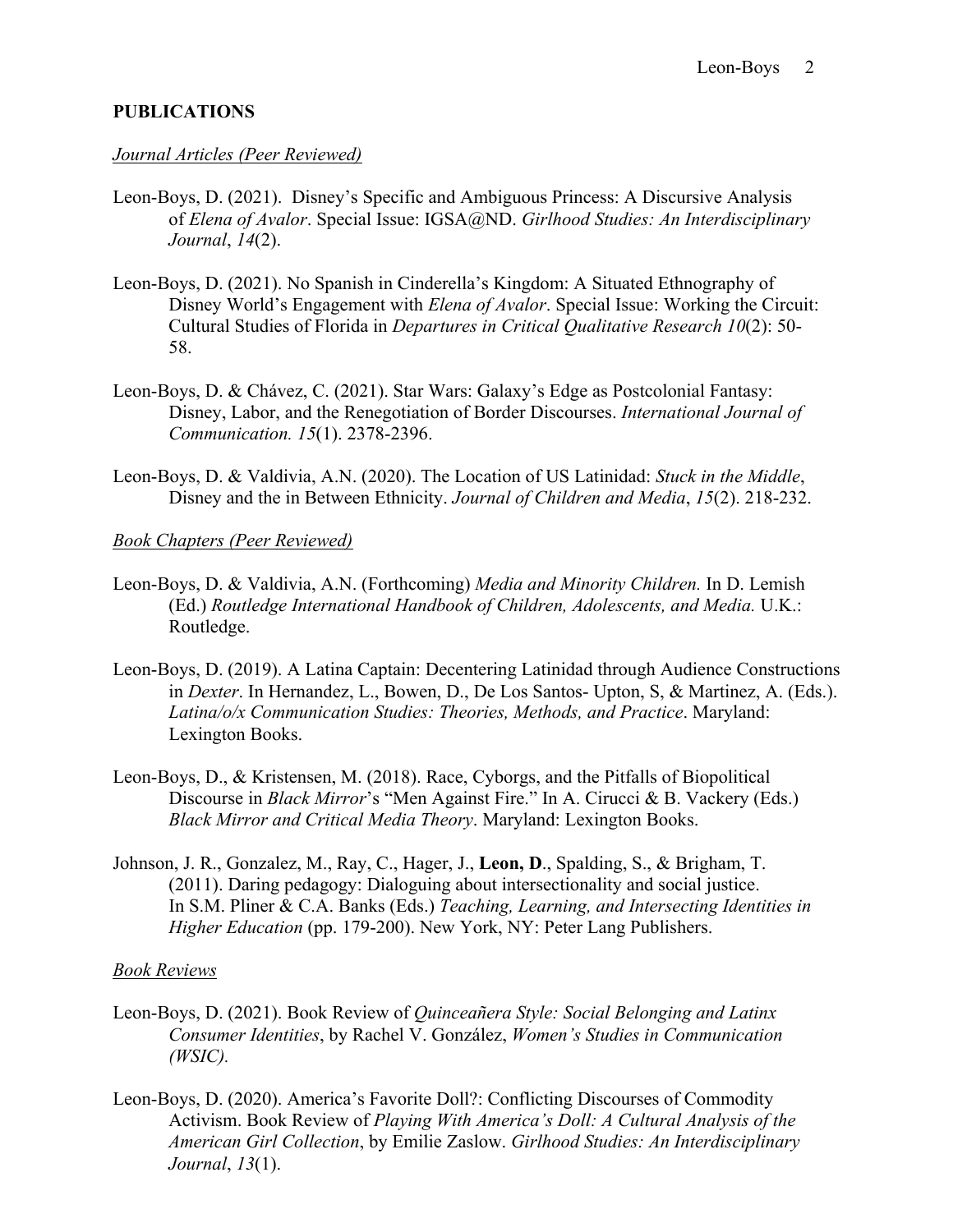## PUBLICATIONS

*Journal Articles (Peer Reviewed)*

Leon-Boys, D. (2021). Disney's Specific and Ambiguous Princess: A Discursive Analysis of *Elena of Avalor*. Special Issue: IGSA@ND. *Girlhood Studies: An Interdisciplinary Journal*, *14*(2).

Leon-Boys, D. (2021). No Spanish in Cinderella's Kingdom: A Situated Ethnography of Disney World's Engagement with *Elena of Avalor*. Special Issue: Working the Circuit: Cultural Studies of Florida in *Departures in Critical Qualitative Research 10*(2): 50-58.

Leon-Boys, D. & Chávez, C. (2021). Star Wars: Galaxy's Edge as Postcolonial Fantasy: Disney, Labor, and the Renegotiation of Border Discourses. *International Journal of Communication. 15*(1). 2378-2396.

Leon-Boys, D. & Valdivia, A.N. (2020). The Location of US Latinidad: *Stuck in the Middle*, Disney and the in Between Ethnicity. *Journal of Children and Media*, *15*(2). 218-232.

*Book Chapters (Peer Reviewed)*

Leon-Boys, D. & Valdivia, A.N. (Forthcoming) *Media and Minority Children.* In D. Lemish (Ed.) *Routledge International Handbook of Children, Adolescents, and Media.* U.K.: Routledge.

Leon-Boys, D. (2019). A Latina Captain: Decentering Latinidad through Audience Constructions in *Dexter*. In Hernandez, L., Bowen, D., De Los Santos- Upton, S, & Martinez, A. (Eds.). *Latina/o/x Communication Studies: Theories, Methods, and Practice*. Maryland: Lexington Books.

Leon-Boys, D., & Kristensen, M. (2018). Race, Cyborgs, and the Pitfalls of Biopolitical Discourse in *Black Mirror*'s "Men Against Fire." In A. Cirucci & B. Vackery (Eds.) *Black Mirror and Critical Media Theory*. Maryland: Lexington Books.

Johnson, J. R., Gonzalez, M., Ray, C., Hager, J., **Leon, D**., Spalding, S., & Brigham, T. (2011). Daring pedagogy: Dialoguing about intersectionality and social justice. In S.M. Pliner & C.A. Banks (Eds.) *Teaching, Learning, and Intersecting Identities in Higher Education* (pp. 179-200). New York, NY: Peter Lang Publishers.

*Book Reviews*

Leon-Boys, D. (2021). Book Review of *Quinceañera Style: Social Belonging and Latinx Consumer Identities*, by Rachel V. González, *Women's Studies in Communication (WSIC).*

Leon-Boys, D. (2020). America's Favorite Doll?: Conflicting Discourses of Commodity Activism. Book Review of *Playing With America's Doll: A Cultural Analysis of the American Girl Collection*, by Emilie Zaslow. *Girlhood Studies: An Interdisciplinary Journal*, *13*(1).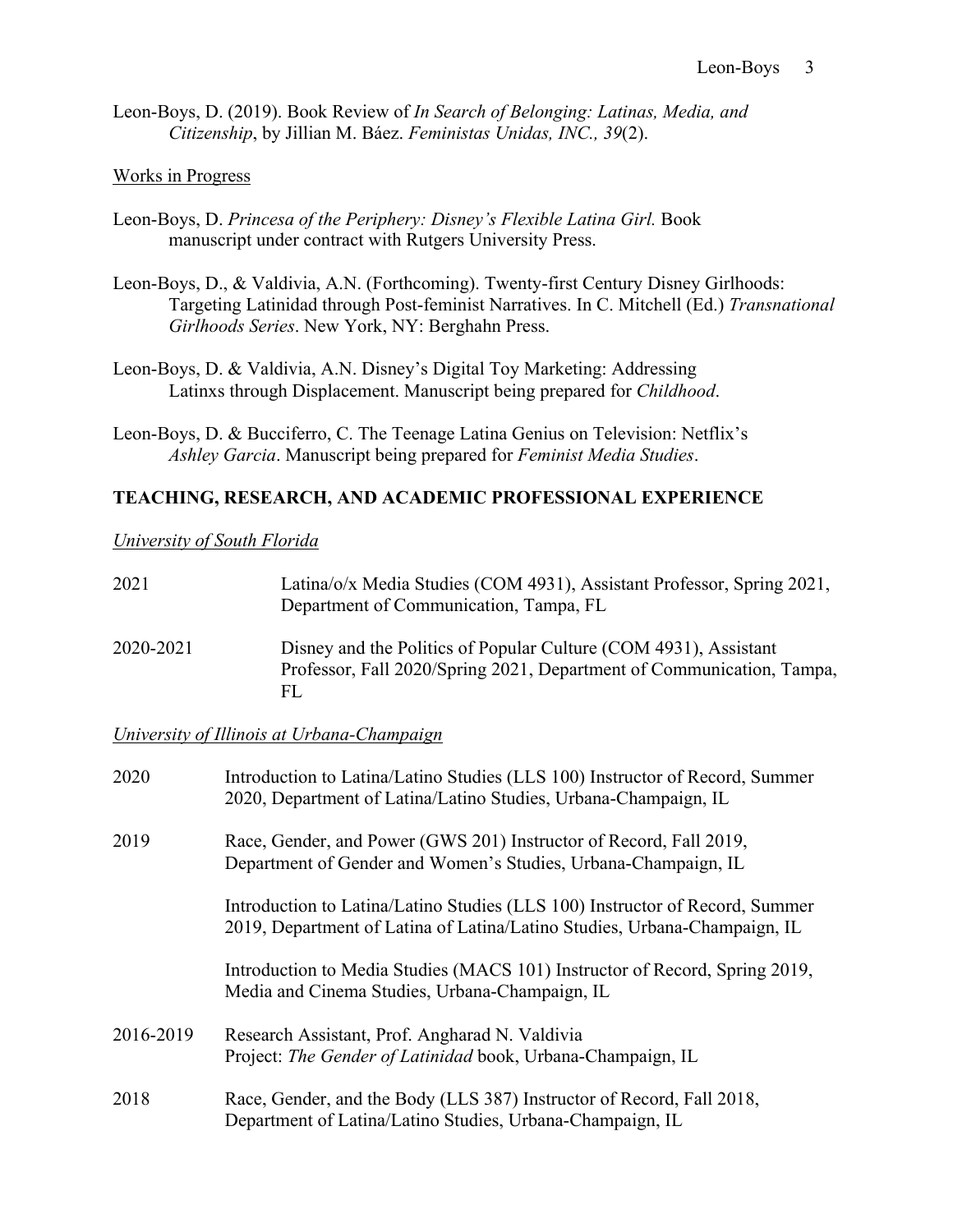Leon-Boys, D. (2019). Book Review of *In Search of Belonging: Latinas, Media, and Citizenship*, by Jillian M. Báez. *Feministas Unidas, INC., 39*(2).

Works in Progress

Leon-Boys, D. *Princesa of the Periphery: Disney's Flexible Latina Girl.* Book manuscript under contract with Rutgers University Press.

Leon-Boys, D., & Valdivia, A.N. (Forthcoming). Twenty-first Century Disney Girlhoods: Targeting Latinidad through Post-feminist Narratives. In C. Mitchell (Ed.) *Transnational Girlhoods Series*. New York, NY: Berghahn Press.

Leon-Boys, D. & Valdivia, A.N. Disney's Digital Toy Marketing: Addressing Latinxs through Displacement. Manuscript being prepared for *Childhood*.

Leon-Boys, D. & Bucciferro, C. The Teenage Latina Genius on Television: Netflix's *Ashley Garcia*. Manuscript being prepared for *Feminist Media Studies*.

## TEACHING, RESEARCH, AND ACADEMIC PROFESSIONAL EXPERIENCE

*University of South Florida*

2021 — Latina/o/x Media Studies (COM 4931), Assistant Professor, Spring 2021, Department of Communication, Tampa, FL

2020-2021 — Disney and the Politics of Popular Culture (COM 4931), Assistant Professor, Fall 2020/Spring 2021, Department of Communication, Tampa, FL

*University of Illinois at Urbana-Champaign*

2020 — Introduction to Latina/Latino Studies (LLS 100) Instructor of Record, Summer 2020, Department of Latina/Latino Studies, Urbana-Champaign, IL

2019 — Race, Gender, and Power (GWS 201) Instructor of Record, Fall 2019, Department of Gender and Women's Studies, Urbana-Champaign, IL

Introduction to Latina/Latino Studies (LLS 100) Instructor of Record, Summer 2019, Department of Latina of Latina/Latino Studies, Urbana-Champaign, IL

Introduction to Media Studies (MACS 101) Instructor of Record, Spring 2019, Media and Cinema Studies, Urbana-Champaign, IL

2016-2019 — Research Assistant, Prof. Angharad N. Valdivia
Project: *The Gender of Latinidad* book, Urbana-Champaign, IL

2018 — Race, Gender, and the Body (LLS 387) Instructor of Record, Fall 2018, Department of Latina/Latino Studies, Urbana-Champaign, IL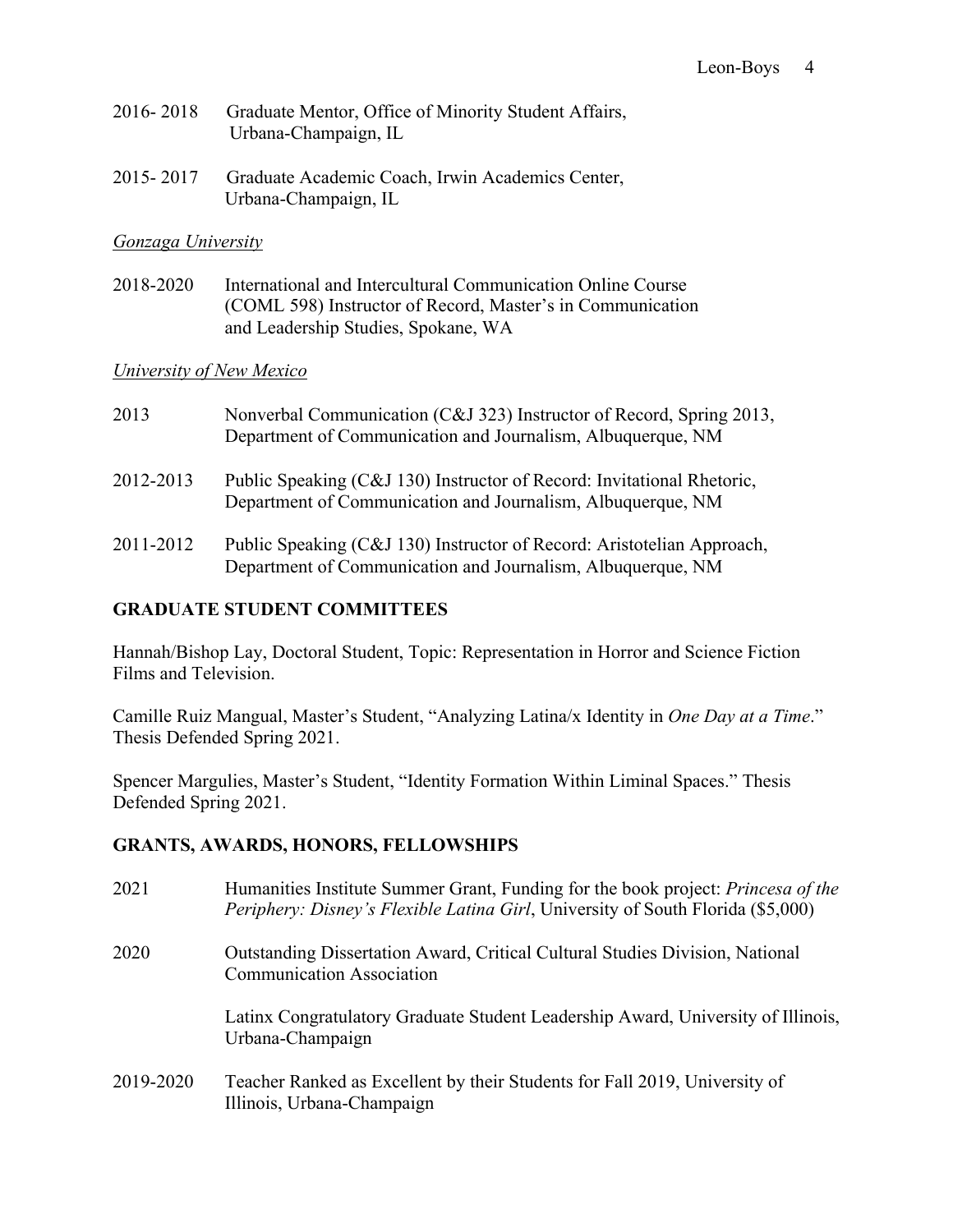2016- 2018 Graduate Mentor, Office of Minority Student Affairs, Urbana-Champaign, IL

2015- 2017 Graduate Academic Coach, Irwin Academics Center, Urbana-Champaign, IL

*Gonzaga University*

2018-2020 International and Intercultural Communication Online Course (COML 598) Instructor of Record, Master's in Communication and Leadership Studies, Spokane, WA

*University of New Mexico*

2013 Nonverbal Communication (C&J 323) Instructor of Record, Spring 2013, Department of Communication and Journalism, Albuquerque, NM

2012-2013 Public Speaking (C&J 130) Instructor of Record: Invitational Rhetoric, Department of Communication and Journalism, Albuquerque, NM

2011-2012 Public Speaking (C&J 130) Instructor of Record: Aristotelian Approach, Department of Communication and Journalism, Albuquerque, NM

## GRADUATE STUDENT COMMITTEES

Hannah/Bishop Lay, Doctoral Student, Topic: Representation in Horror and Science Fiction Films and Television.

Camille Ruiz Mangual, Master's Student, "Analyzing Latina/x Identity in *One Day at a Time*." Thesis Defended Spring 2021.

Spencer Margulies, Master's Student, "Identity Formation Within Liminal Spaces." Thesis Defended Spring 2021.

## GRANTS, AWARDS, HONORS, FELLOWSHIPS

2021 Humanities Institute Summer Grant, Funding for the book project: *Princesa of the Periphery: Disney's Flexible Latina Girl*, University of South Florida ($5,000)

2020 Outstanding Dissertation Award, Critical Cultural Studies Division, National Communication Association

Latinx Congratulatory Graduate Student Leadership Award, University of Illinois, Urbana-Champaign

2019-2020 Teacher Ranked as Excellent by their Students for Fall 2019, University of Illinois, Urbana-Champaign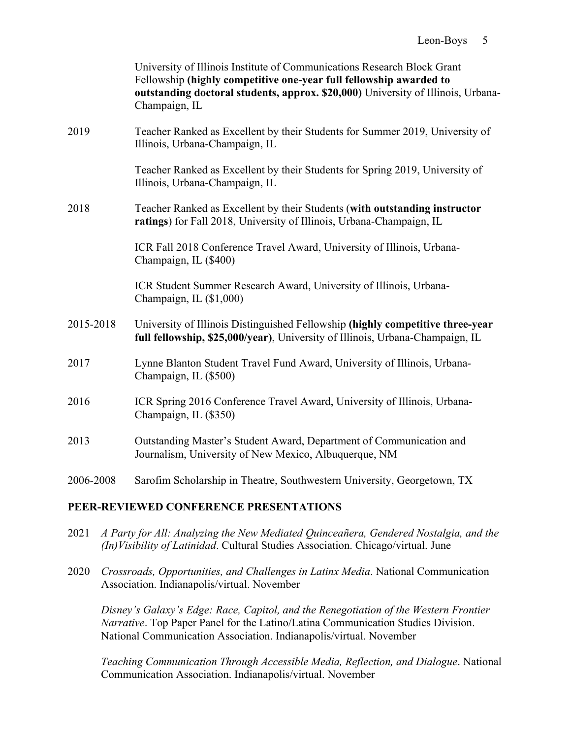University of Illinois Institute of Communications Research Block Grant Fellowship **(highly competitive one-year full fellowship awarded to outstanding doctoral students, approx. $20,000)** University of Illinois, Urbana-Champaign, IL

2019 Teacher Ranked as Excellent by their Students for Summer 2019, University of Illinois, Urbana-Champaign, IL

Teacher Ranked as Excellent by their Students for Spring 2019, University of Illinois, Urbana-Champaign, IL

2018 Teacher Ranked as Excellent by their Students (**with outstanding instructor ratings**) for Fall 2018, University of Illinois, Urbana-Champaign, IL

ICR Fall 2018 Conference Travel Award, University of Illinois, Urbana-Champaign, IL ($400)

ICR Student Summer Research Award, University of Illinois, Urbana-Champaign, IL ($1,000)

2015-2018 University of Illinois Distinguished Fellowship **(highly competitive three-year full fellowship, $25,000/year)**, University of Illinois, Urbana-Champaign, IL

2017 Lynne Blanton Student Travel Fund Award, University of Illinois, Urbana-Champaign, IL ($500)

2016 ICR Spring 2016 Conference Travel Award, University of Illinois, Urbana-Champaign, IL ($350)

2013 Outstanding Master's Student Award, Department of Communication and Journalism, University of New Mexico, Albuquerque, NM

2006-2008 Sarofim Scholarship in Theatre, Southwestern University, Georgetown, TX

## PEER-REVIEWED CONFERENCE PRESENTATIONS

2021 *A Party for All: Analyzing the New Mediated Quinceañera, Gendered Nostalgia, and the (In)Visibility of Latinidad*. Cultural Studies Association. Chicago/virtual. June

2020 *Crossroads, Opportunities, and Challenges in Latinx Media*. National Communication Association. Indianapolis/virtual. November

*Disney's Galaxy's Edge: Race, Capitol, and the Renegotiation of the Western Frontier Narrative*. Top Paper Panel for the Latino/Latina Communication Studies Division. National Communication Association. Indianapolis/virtual. November

*Teaching Communication Through Accessible Media, Reflection, and Dialogue*. National Communication Association. Indianapolis/virtual. November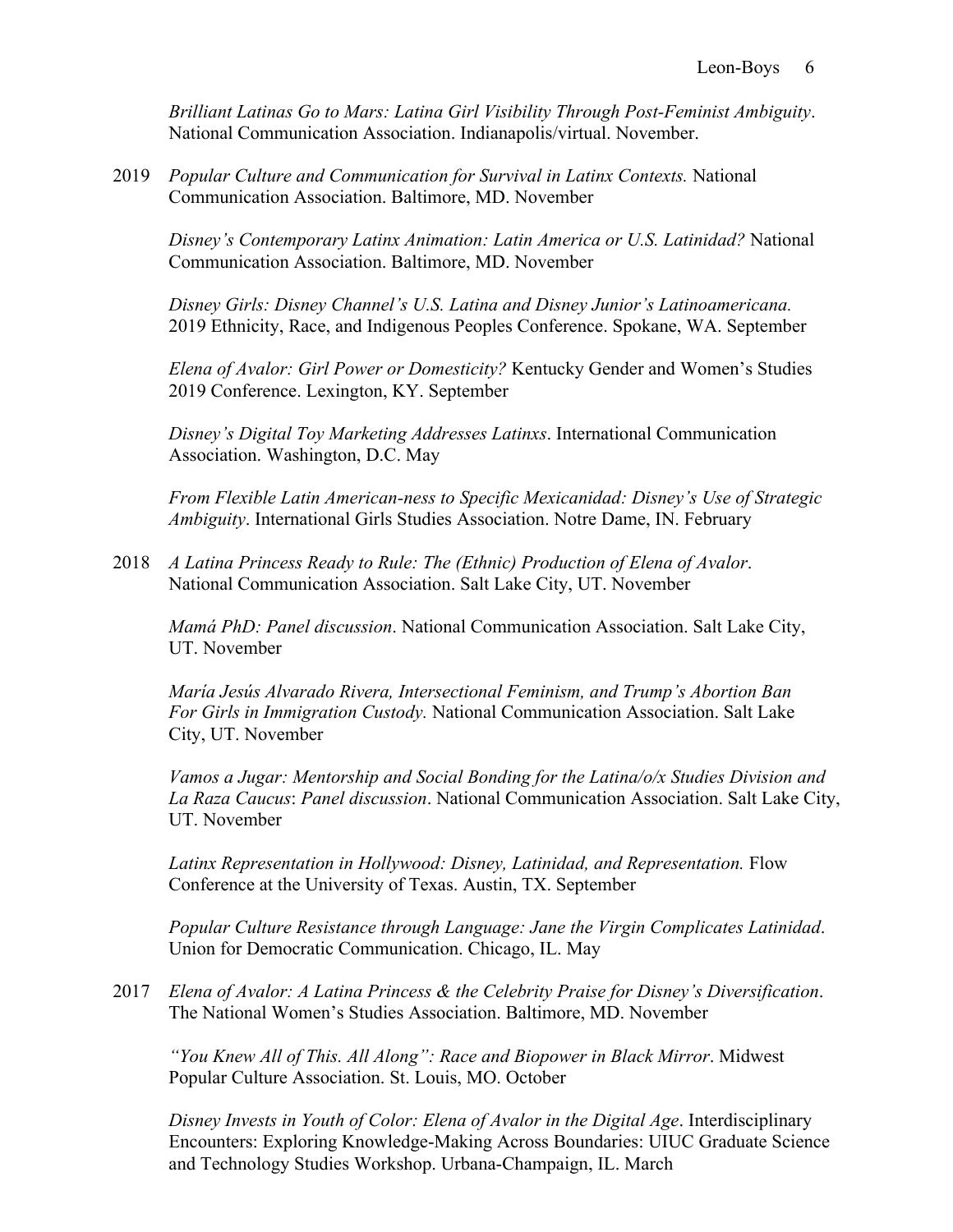*Brilliant Latinas Go to Mars: Latina Girl Visibility Through Post-Feminist Ambiguity*. National Communication Association. Indianapolis/virtual. November.

2019 *Popular Culture and Communication for Survival in Latinx Contexts.* National Communication Association. Baltimore, MD. November

*Disney's Contemporary Latinx Animation: Latin America or U.S. Latinidad?* National Communication Association. Baltimore, MD. November

*Disney Girls: Disney Channel's U.S. Latina and Disney Junior's Latinoamericana.* 2019 Ethnicity, Race, and Indigenous Peoples Conference. Spokane, WA. September

*Elena of Avalor: Girl Power or Domesticity?* Kentucky Gender and Women's Studies 2019 Conference. Lexington, KY. September

*Disney's Digital Toy Marketing Addresses Latinxs*. International Communication Association. Washington, D.C. May

*From Flexible Latin American-ness to Specific Mexicanidad: Disney's Use of Strategic Ambiguity*. International Girls Studies Association. Notre Dame, IN. February

2018 *A Latina Princess Ready to Rule: The (Ethnic) Production of Elena of Avalor*. National Communication Association. Salt Lake City, UT. November

*Mamá PhD: Panel discussion*. National Communication Association. Salt Lake City, UT. November

*María Jesús Alvarado Rivera, Intersectional Feminism, and Trump's Abortion Ban For Girls in Immigration Custody.* National Communication Association. Salt Lake City, UT. November

*Vamos a Jugar: Mentorship and Social Bonding for the Latina/o/x Studies Division and La Raza Caucus*: *Panel discussion*. National Communication Association. Salt Lake City, UT. November

*Latinx Representation in Hollywood: Disney, Latinidad, and Representation.* Flow Conference at the University of Texas. Austin, TX. September

*Popular Culture Resistance through Language: Jane the Virgin Complicates Latinidad*. Union for Democratic Communication. Chicago, IL. May

2017 *Elena of Avalor: A Latina Princess & the Celebrity Praise for Disney's Diversification*. The National Women's Studies Association. Baltimore, MD. November

*"You Knew All of This. All Along": Race and Biopower in Black Mirror*. Midwest Popular Culture Association. St. Louis, MO. October

*Disney Invests in Youth of Color: Elena of Avalor in the Digital Age*. Interdisciplinary Encounters: Exploring Knowledge-Making Across Boundaries: UIUC Graduate Science and Technology Studies Workshop. Urbana-Champaign, IL. March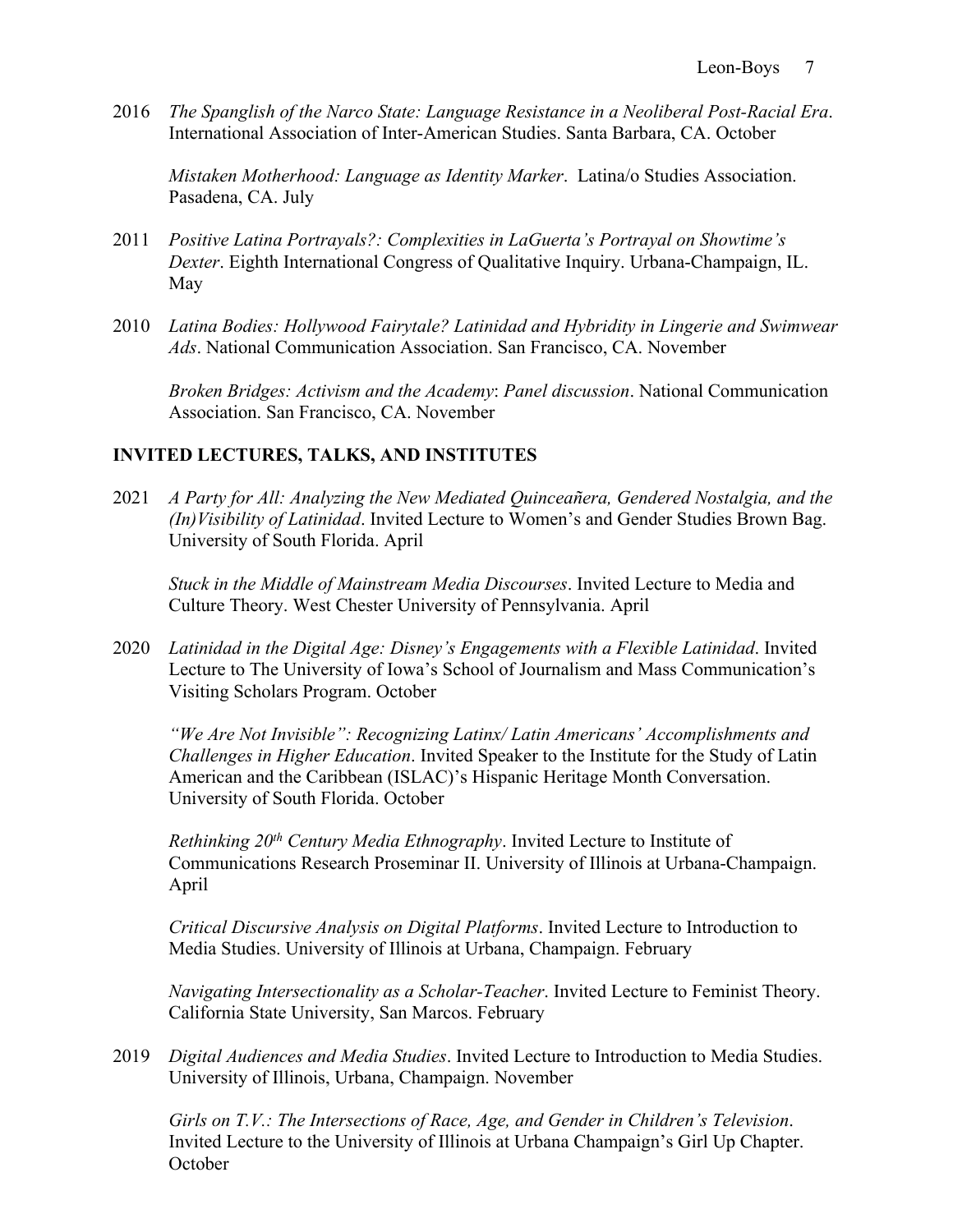2016 *The Spanglish of the Narco State: Language Resistance in a Neoliberal Post-Racial Era*. International Association of Inter-American Studies. Santa Barbara, CA. October

*Mistaken Motherhood: Language as Identity Marker*. Latina/o Studies Association. Pasadena, CA. July

2011 *Positive Latina Portrayals?: Complexities in LaGuerta's Portrayal on Showtime's Dexter*. Eighth International Congress of Qualitative Inquiry. Urbana-Champaign, IL. May

2010 *Latina Bodies: Hollywood Fairytale? Latinidad and Hybridity in Lingerie and Swimwear Ads*. National Communication Association. San Francisco, CA. November

*Broken Bridges: Activism and the Academy*: *Panel discussion*. National Communication Association. San Francisco, CA. November

## INVITED LECTURES, TALKS, AND INSTITUTES

2021 *A Party for All: Analyzing the New Mediated Quinceañera, Gendered Nostalgia, and the (In)Visibility of Latinidad*. Invited Lecture to Women's and Gender Studies Brown Bag. University of South Florida. April

*Stuck in the Middle of Mainstream Media Discourses*. Invited Lecture to Media and Culture Theory. West Chester University of Pennsylvania. April

2020 *Latinidad in the Digital Age: Disney's Engagements with a Flexible Latinidad*. Invited Lecture to The University of Iowa's School of Journalism and Mass Communication's Visiting Scholars Program. October

*"We Are Not Invisible": Recognizing Latinx/ Latin Americans' Accomplishments and Challenges in Higher Education*. Invited Speaker to the Institute for the Study of Latin American and the Caribbean (ISLAC)'s Hispanic Heritage Month Conversation. University of South Florida. October

*Rethinking 20th Century Media Ethnography*. Invited Lecture to Institute of Communications Research Proseminar II. University of Illinois at Urbana-Champaign. April

*Critical Discursive Analysis on Digital Platforms*. Invited Lecture to Introduction to Media Studies. University of Illinois at Urbana, Champaign. February

*Navigating Intersectionality as a Scholar-Teacher*. Invited Lecture to Feminist Theory. California State University, San Marcos. February

2019 *Digital Audiences and Media Studies*. Invited Lecture to Introduction to Media Studies. University of Illinois, Urbana, Champaign. November

*Girls on T.V.: The Intersections of Race, Age, and Gender in Children's Television*. Invited Lecture to the University of Illinois at Urbana Champaign's Girl Up Chapter. October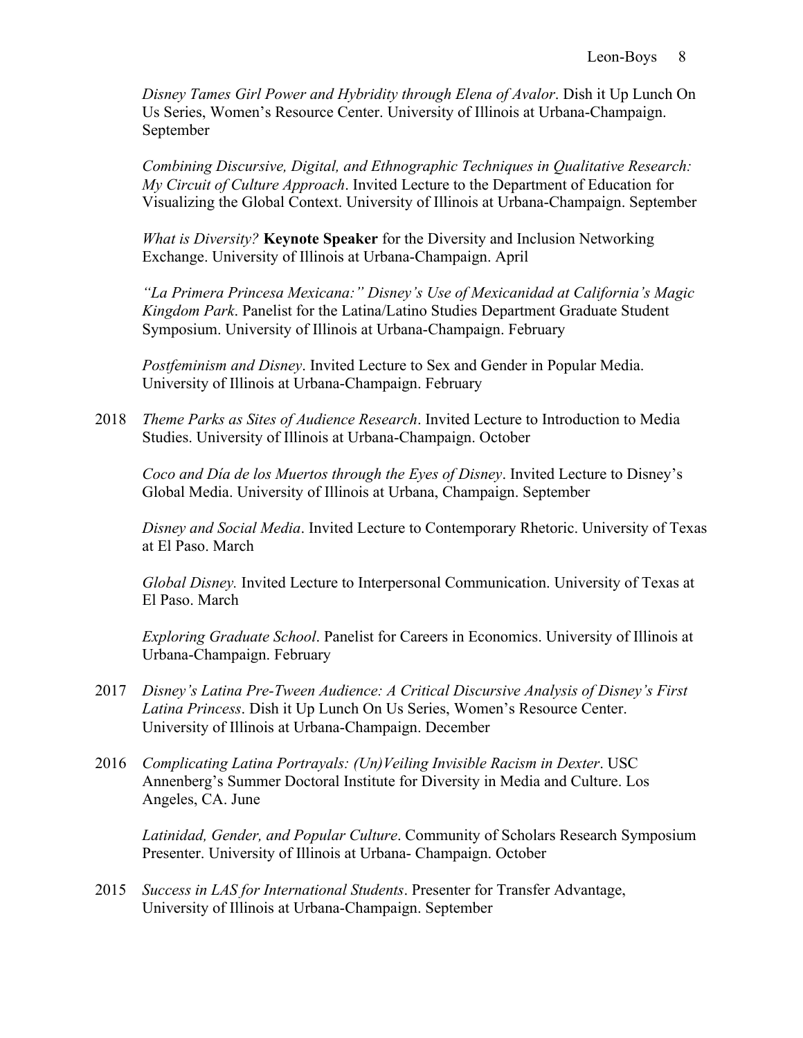*Disney Tames Girl Power and Hybridity through Elena of Avalor*. Dish it Up Lunch On Us Series, Women's Resource Center. University of Illinois at Urbana-Champaign. September

*Combining Discursive, Digital, and Ethnographic Techniques in Qualitative Research: My Circuit of Culture Approach*. Invited Lecture to the Department of Education for Visualizing the Global Context. University of Illinois at Urbana-Champaign. September

*What is Diversity?* **Keynote Speaker** for the Diversity and Inclusion Networking Exchange. University of Illinois at Urbana-Champaign. April

*"La Primera Princesa Mexicana:" Disney's Use of Mexicanidad at California's Magic Kingdom Park*. Panelist for the Latina/Latino Studies Department Graduate Student Symposium. University of Illinois at Urbana-Champaign. February

*Postfeminism and Disney*. Invited Lecture to Sex and Gender in Popular Media. University of Illinois at Urbana-Champaign. February

2018 *Theme Parks as Sites of Audience Research*. Invited Lecture to Introduction to Media Studies. University of Illinois at Urbana-Champaign. October

*Coco and Día de los Muertos through the Eyes of Disney*. Invited Lecture to Disney's Global Media. University of Illinois at Urbana, Champaign. September

*Disney and Social Media*. Invited Lecture to Contemporary Rhetoric. University of Texas at El Paso. March

*Global Disney.* Invited Lecture to Interpersonal Communication. University of Texas at El Paso. March

*Exploring Graduate School*. Panelist for Careers in Economics. University of Illinois at Urbana-Champaign. February

2017 *Disney's Latina Pre-Tween Audience: A Critical Discursive Analysis of Disney's First Latina Princess*. Dish it Up Lunch On Us Series, Women's Resource Center. University of Illinois at Urbana-Champaign. December

2016 *Complicating Latina Portrayals: (Un)Veiling Invisible Racism in Dexter*. USC Annenberg's Summer Doctoral Institute for Diversity in Media and Culture. Los Angeles, CA. June

*Latinidad, Gender, and Popular Culture*. Community of Scholars Research Symposium Presenter. University of Illinois at Urbana- Champaign. October

2015 *Success in LAS for International Students*. Presenter for Transfer Advantage, University of Illinois at Urbana-Champaign. September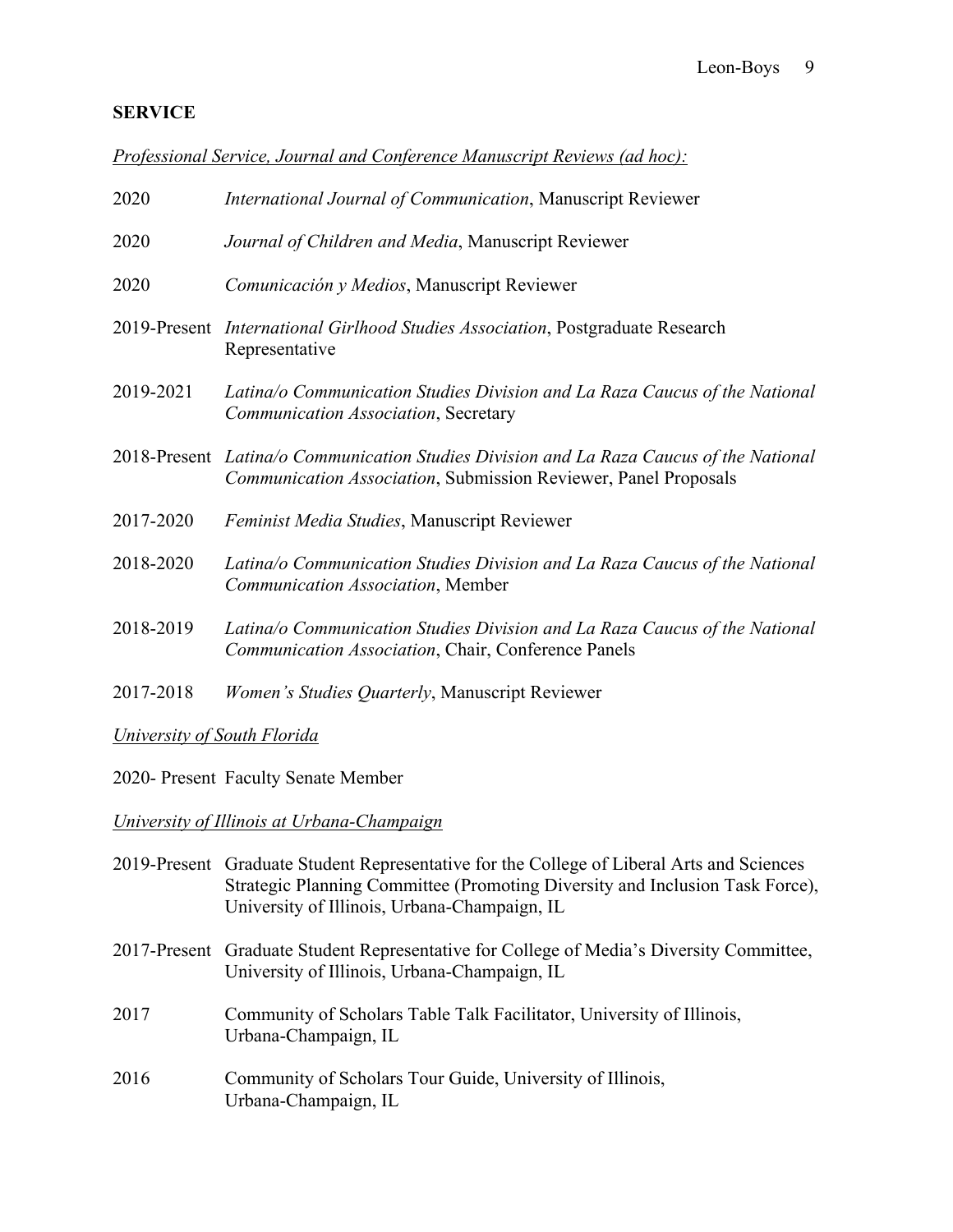## SERVICE

*Professional Service, Journal and Conference Manuscript Reviews (ad hoc):*

2020 *International Journal of Communication*, Manuscript Reviewer

2020 *Journal of Children and Media*, Manuscript Reviewer

2020 *Comunicación y Medios*, Manuscript Reviewer

2019-Present *International Girlhood Studies Association*, Postgraduate Research Representative

2019-2021 *Latina/o Communication Studies Division and La Raza Caucus of the National Communication Association*, Secretary

2018-Present *Latina/o Communication Studies Division and La Raza Caucus of the National Communication Association*, Submission Reviewer, Panel Proposals

2017-2020 *Feminist Media Studies*, Manuscript Reviewer

2018-2020 *Latina/o Communication Studies Division and La Raza Caucus of the National Communication Association*, Member

2018-2019 *Latina/o Communication Studies Division and La Raza Caucus of the National Communication Association*, Chair, Conference Panels

2017-2018 *Women's Studies Quarterly*, Manuscript Reviewer

*University of South Florida*

2020- Present Faculty Senate Member

*University of Illinois at Urbana-Champaign*

2019-Present Graduate Student Representative for the College of Liberal Arts and Sciences Strategic Planning Committee (Promoting Diversity and Inclusion Task Force), University of Illinois, Urbana-Champaign, IL

2017-Present Graduate Student Representative for College of Media's Diversity Committee, University of Illinois, Urbana-Champaign, IL

2017 Community of Scholars Table Talk Facilitator, University of Illinois, Urbana-Champaign, IL

2016 Community of Scholars Tour Guide, University of Illinois, Urbana-Champaign, IL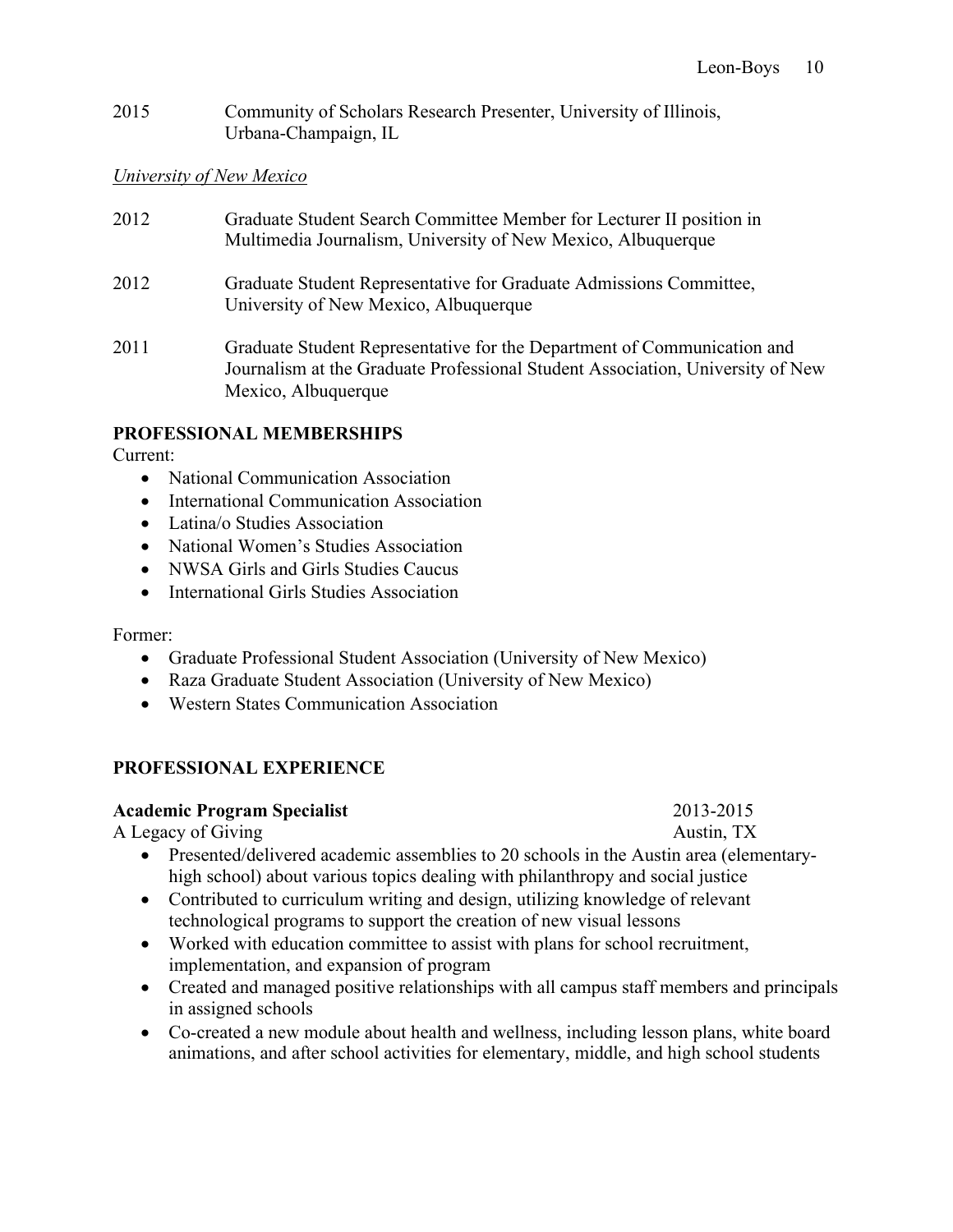2015 Community of Scholars Research Presenter, University of Illinois, Urbana-Champaign, IL

*University of New Mexico*

2012 Graduate Student Search Committee Member for Lecturer II position in Multimedia Journalism, University of New Mexico, Albuquerque

2012 Graduate Student Representative for Graduate Admissions Committee, University of New Mexico, Albuquerque

2011 Graduate Student Representative for the Department of Communication and Journalism at the Graduate Professional Student Association, University of New Mexico, Albuquerque

## PROFESSIONAL MEMBERSHIPS

Current:

- National Communication Association
- International Communication Association
- Latina/o Studies Association
- National Women's Studies Association
- NWSA Girls and Girls Studies Caucus
- International Girls Studies Association

Former:

- Graduate Professional Student Association (University of New Mexico)
- Raza Graduate Student Association (University of New Mexico)
- Western States Communication Association

## PROFESSIONAL EXPERIENCE

**Academic Program Specialist** 2013-2015
A Legacy of Giving Austin, TX

- Presented/delivered academic assemblies to 20 schools in the Austin area (elementary-high school) about various topics dealing with philanthropy and social justice
- Contributed to curriculum writing and design, utilizing knowledge of relevant technological programs to support the creation of new visual lessons
- Worked with education committee to assist with plans for school recruitment, implementation, and expansion of program
- Created and managed positive relationships with all campus staff members and principals in assigned schools
- Co-created a new module about health and wellness, including lesson plans, white board animations, and after school activities for elementary, middle, and high school students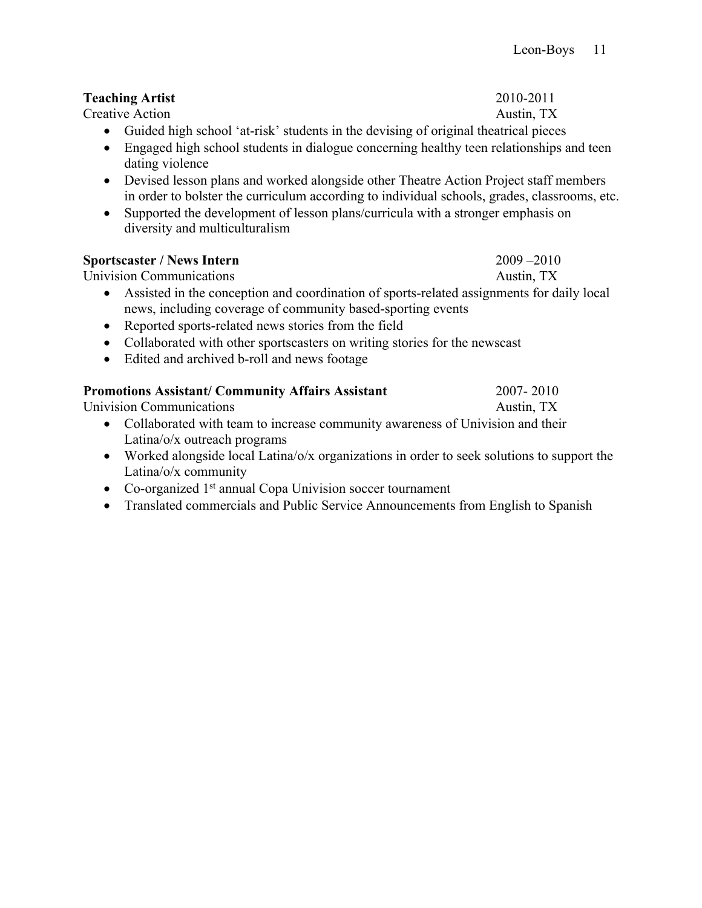**Teaching Artist** 2010-2011
Creative Action Austin, TX

- Guided high school 'at-risk' students in the devising of original theatrical pieces
- Engaged high school students in dialogue concerning healthy teen relationships and teen dating violence
- Devised lesson plans and worked alongside other Theatre Action Project staff members in order to bolster the curriculum according to individual schools, grades, classrooms, etc.
- Supported the development of lesson plans/curricula with a stronger emphasis on diversity and multiculturalism

**Sportscaster / News Intern** 2009 –2010
Univision Communications Austin, TX

- Assisted in the conception and coordination of sports-related assignments for daily local news, including coverage of community based-sporting events
- Reported sports-related news stories from the field
- Collaborated with other sportscasters on writing stories for the newscast
- Edited and archived b-roll and news footage

**Promotions Assistant/ Community Affairs Assistant** 2007- 2010
Univision Communications Austin, TX

- Collaborated with team to increase community awareness of Univision and their Latina/o/x outreach programs
- Worked alongside local Latina/o/x organizations in order to seek solutions to support the Latina/o/x community
- Co-organized 1st annual Copa Univision soccer tournament
- Translated commercials and Public Service Announcements from English to Spanish